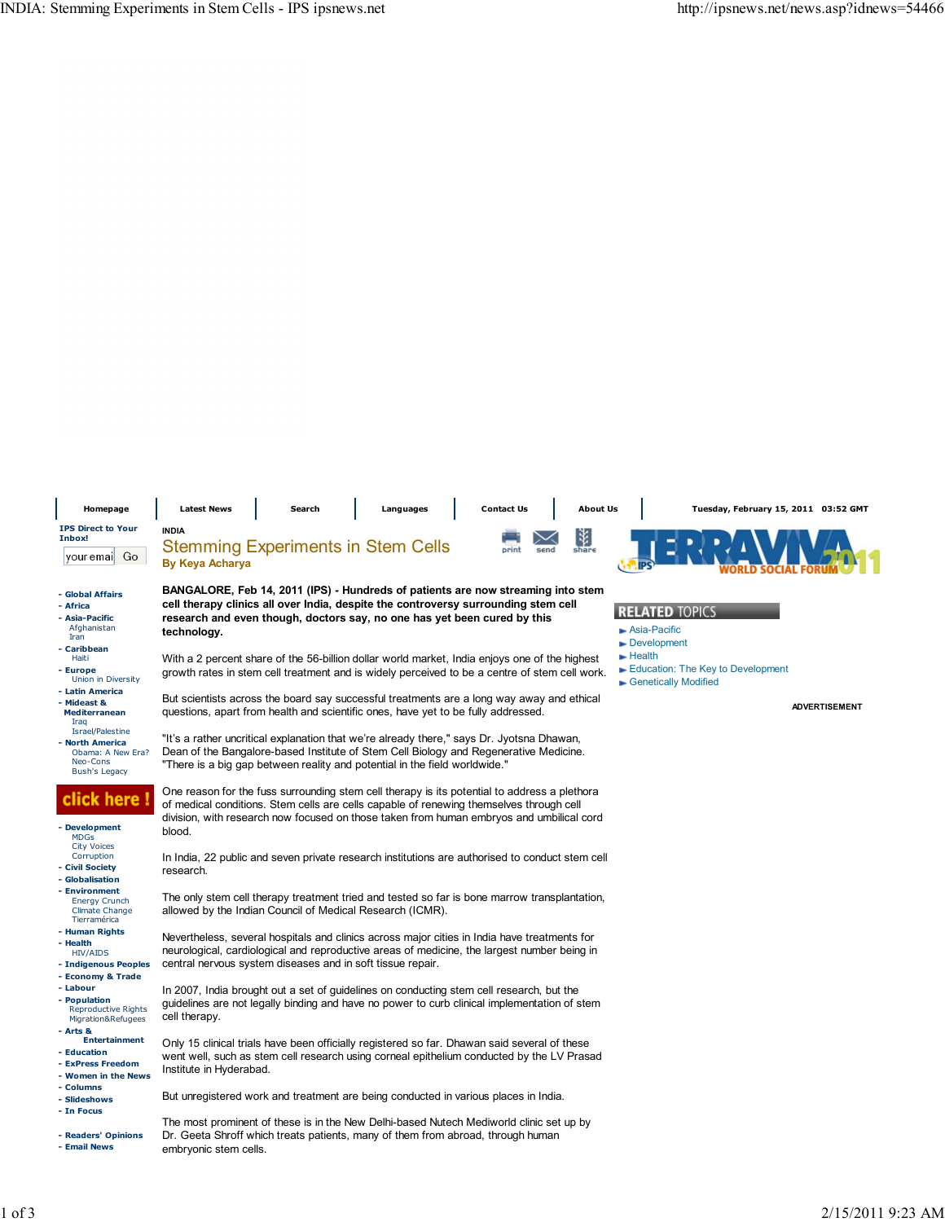INDIA

# Stemming Experiments in Stem Cells

**By Keya Acharya**

**BANGALORE, Feb 14, 2011 (IPS) - Hundreds of patients are now streaming into stem cell therapy clinics all over India, despite the controversy surrounding stem cell research and even though, doctors say, no one has yet been cured by this technology.**

With a 2 percent share of the 56-billion dollar world market, India enjoys one of the highest growth rates in stem cell treatment and is widely perceived to be a centre of stem cell work.

But scientists across the board say successful treatments are a long way away and ethical questions, apart from health and scientific ones, have yet to be fully addressed.

"It's a rather uncritical explanation that we're already there," says Dr. Jyotsna Dhawan, Dean of the Bangalore-based Institute of Stem Cell Biology and Regenerative Medicine. "There is a big gap between reality and potential in the field worldwide."

One reason for the fuss surrounding stem cell therapy is its potential to address a plethora of medical conditions. Stem cells are cells capable of renewing themselves through cell division, with research now focused on those taken from human embryos and umbilical cord blood.

In India, 22 public and seven private research institutions are authorised to conduct stem cell research.

The only stem cell therapy treatment tried and tested so far is bone marrow transplantation, allowed by the Indian Council of Medical Research (ICMR).

Nevertheless, several hospitals and clinics across major cities in India have treatments for neurological, cardiological and reproductive areas of medicine, the largest number being in central nervous system diseases and in soft tissue repair.

In 2007, India brought out a set of guidelines on conducting stem cell research, but the guidelines are not legally binding and have no power to curb clinical implementation of stem cell therapy.

Only 15 clinical trials have been officially registered so far. Dhawan said several of these went well, such as stem cell research using corneal epithelium conducted by the LV Prasad Institute in Hyderabad.

But unregistered work and treatment are being conducted in various places in India.

The most prominent of these is in the New Delhi-based Nutech Mediworld clinic set up by Dr. Geeta Shroff which treats patients, many of them from abroad, through human embryonic stem cells.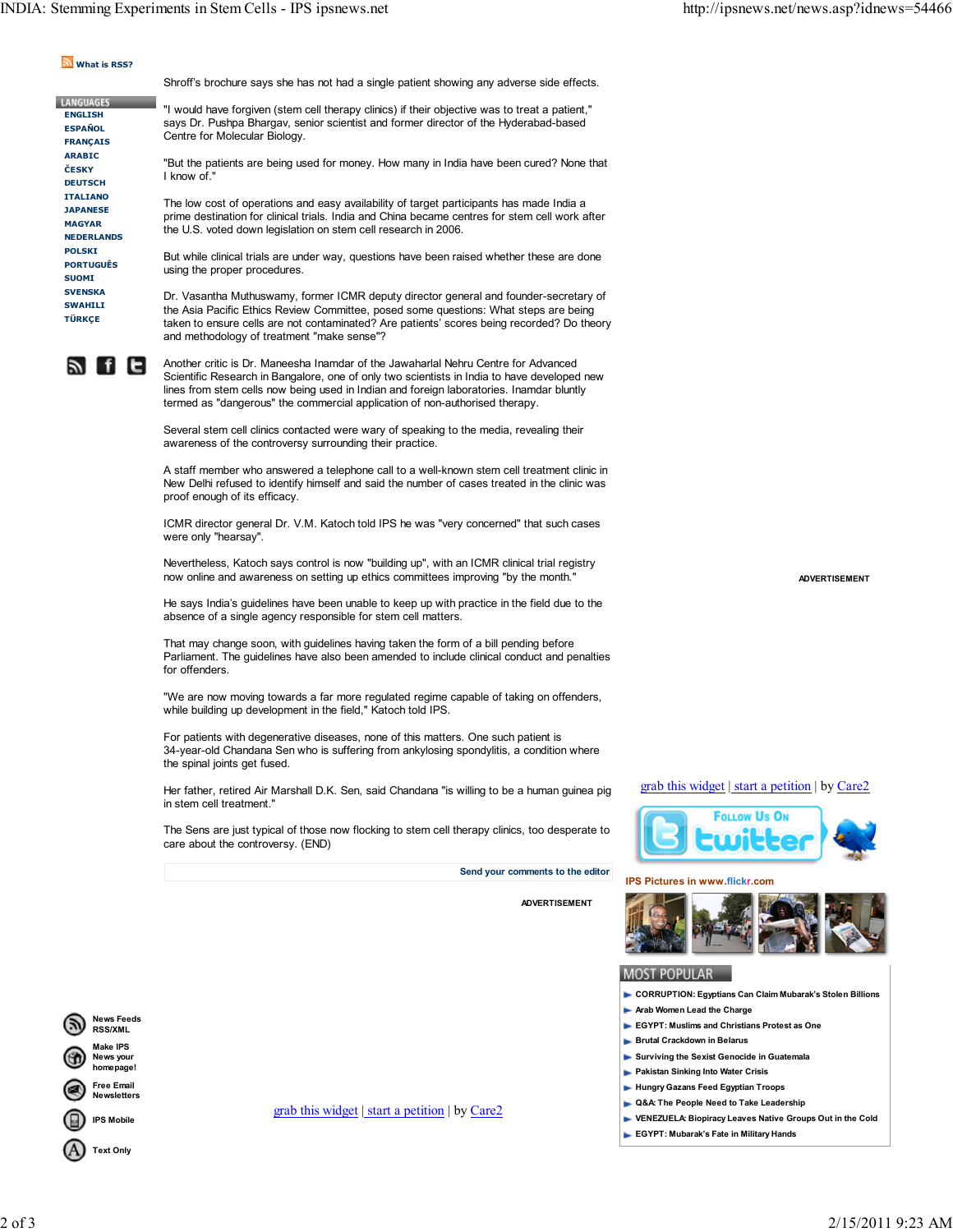Shroff's brochure says she has not had a single patient showing any adverse side effects.

"I would have forgiven (stem cell therapy clinics) if their objective was to treat a patient," says Dr. Pushpa Bhargav, senior scientist and former director of the Hyderabad-based Centre for Molecular Biology.

"But the patients are being used for money. How many in India have been cured? None that I know of."

The low cost of operations and easy availability of target participants has made India a prime destination for clinical trials. India and China became centres for stem cell work after the U.S. voted down legislation on stem cell research in 2006.

But while clinical trials are under way, questions have been raised whether these are done using the proper procedures.

Dr. Vasantha Muthuswamy, former ICMR deputy director general and founder-secretary of the Asia Pacific Ethics Review Committee, posed some questions: What steps are being taken to ensure cells are not contaminated? Are patients' scores being recorded? Do theory and methodology of treatment "make sense"?

Another critic is Dr. Maneesha Inamdar of the Jawaharlal Nehru Centre for Advanced Scientific Research in Bangalore, one of only two scientists in India to have developed new lines from stem cells now being used in Indian and foreign laboratories. Inamdar bluntly termed as "dangerous" the commercial application of non-authorised therapy.

Several stem cell clinics contacted were wary of speaking to the media, revealing their awareness of the controversy surrounding their practice.

A staff member who answered a telephone call to a well-known stem cell treatment clinic in New Delhi refused to identify himself and said the number of cases treated in the clinic was proof enough of its efficacy.

ICMR director general Dr. V.M. Katoch told IPS he was "very concerned" that such cases were only "hearsay".

Nevertheless, Katoch says control is now "building up", with an ICMR clinical trial registry now online and awareness on setting up ethics committees improving "by the month."

He says India's guidelines have been unable to keep up with practice in the field due to the absence of a single agency responsible for stem cell matters.

That may change soon, with guidelines having taken the form of a bill pending before Parliament. The guidelines have also been amended to include clinical conduct and penalties for offenders.

"We are now moving towards a far more regulated regime capable of taking on offenders, while building up development in the field," Katoch told IPS.

For patients with degenerative diseases, none of this matters. One such patient is 34-year-old Chandana Sen who is suffering from ankylosing spondylitis, a condition where the spinal joints get fused.

Her father, retired Air Marshall D.K. Sen, said Chandana "is willing to be a human guinea pig in stem cell treatment."

The Sens are just typical of those now flocking to stem cell therapy clinics, too desperate to care about the controversy. (END)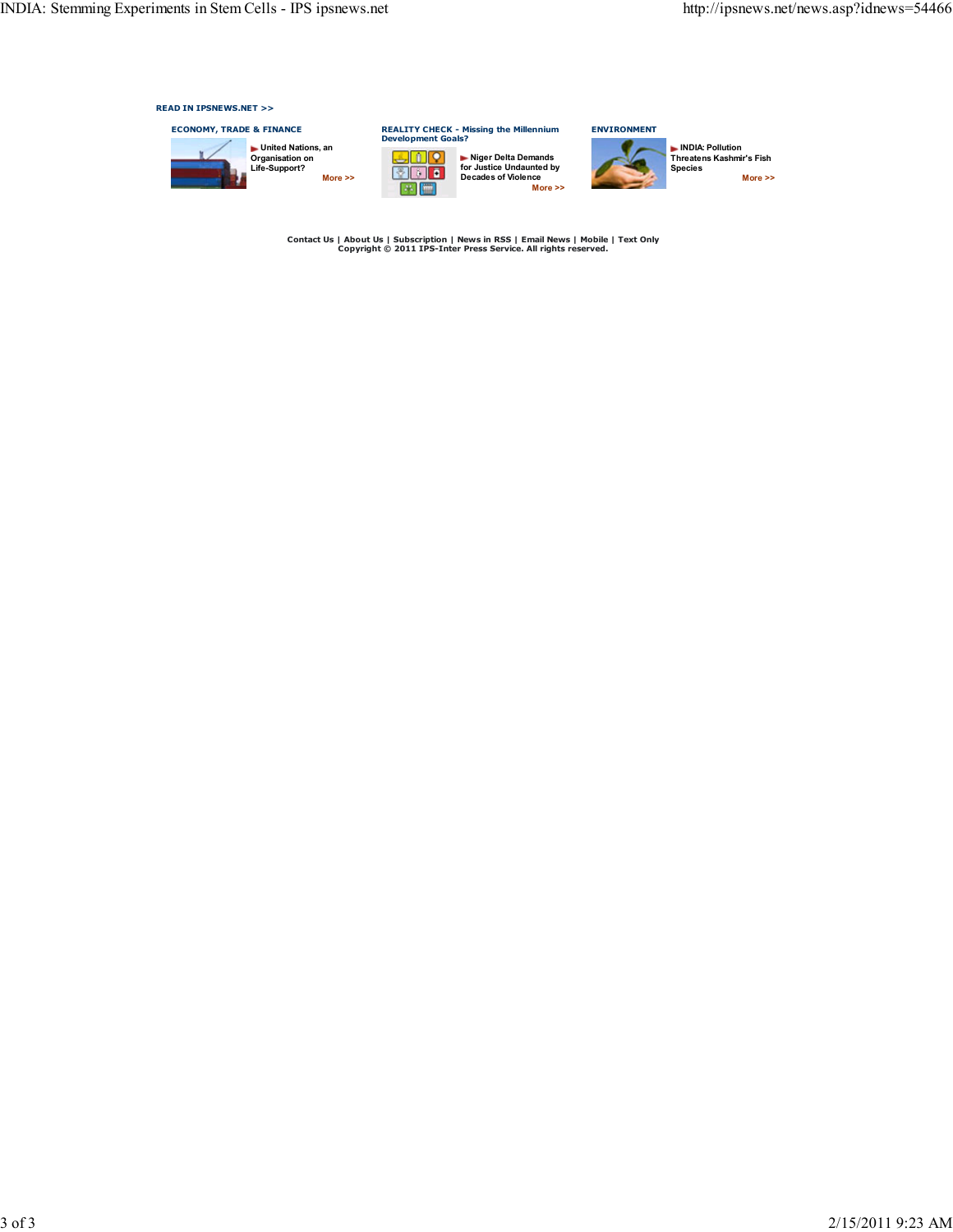**READ IN IPSNEWS.NET >>**

**ECONOMY, TRADE & FINANCE**

United Nations, an Organisation on Life-Support?

More >>

**REALITY CHECK - Missing the Millennium Development Goals?**

Niger Delta Demands for Justice Undaunted by Decades of Violence

More >>

**ENVIRONMENT**

INDIA: Pollution Threatens Kashmir's Fish Species

More >>

Contact Us | About Us | Subscription | News in RSS | Email News | Mobile | Text Only
Copyright © 2011 IPS-Inter Press Service. All rights reserved.